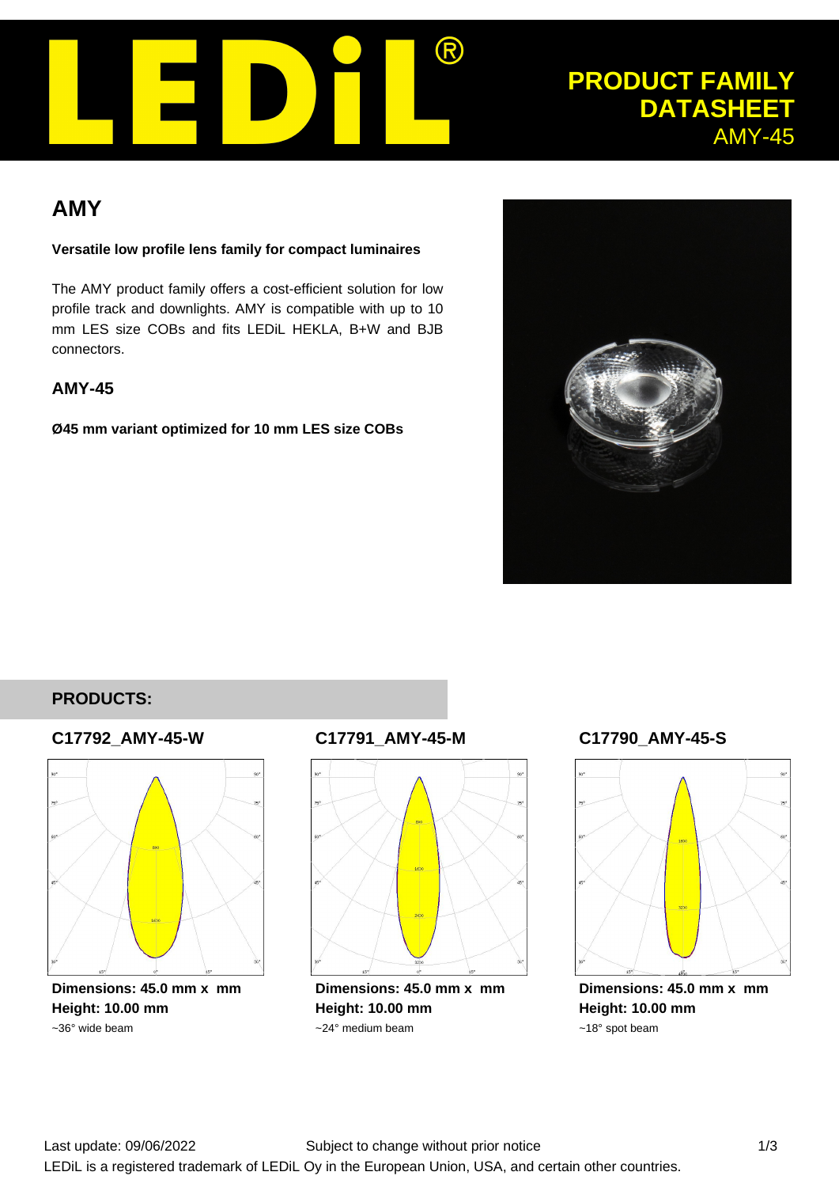# LEDiL®

**PRODUCT FAMILY DATASHEET**
AMY-45

## AMY

**Versatile low profile lens family for compact luminaires**

The AMY product family offers a cost-efficient solution for low profile track and downlights. AMY is compatible with up to 10 mm LES size COBs and fits LEDiL HEKLA, B+W and BJB connectors.

### AMY-45

**Ø45 mm variant optimized for 10 mm LES size COBs**

## PRODUCTS:

### C17792_AMY-45-W

**Dimensions: 45.0 mm x mm**
**Height: 10.00 mm**
~36° wide beam

### C17791_AMY-45-M

**Dimensions: 45.0 mm x mm**
**Height: 10.00 mm**
~24° medium beam

### C17790_AMY-45-S

**Dimensions: 45.0 mm x mm**
**Height: 10.00 mm**
~18° spot beam

Last update: 09/06/2022 Subject to change without prior notice

LEDiL is a registered trademark of LEDiL Oy in the European Union, USA, and certain other countries.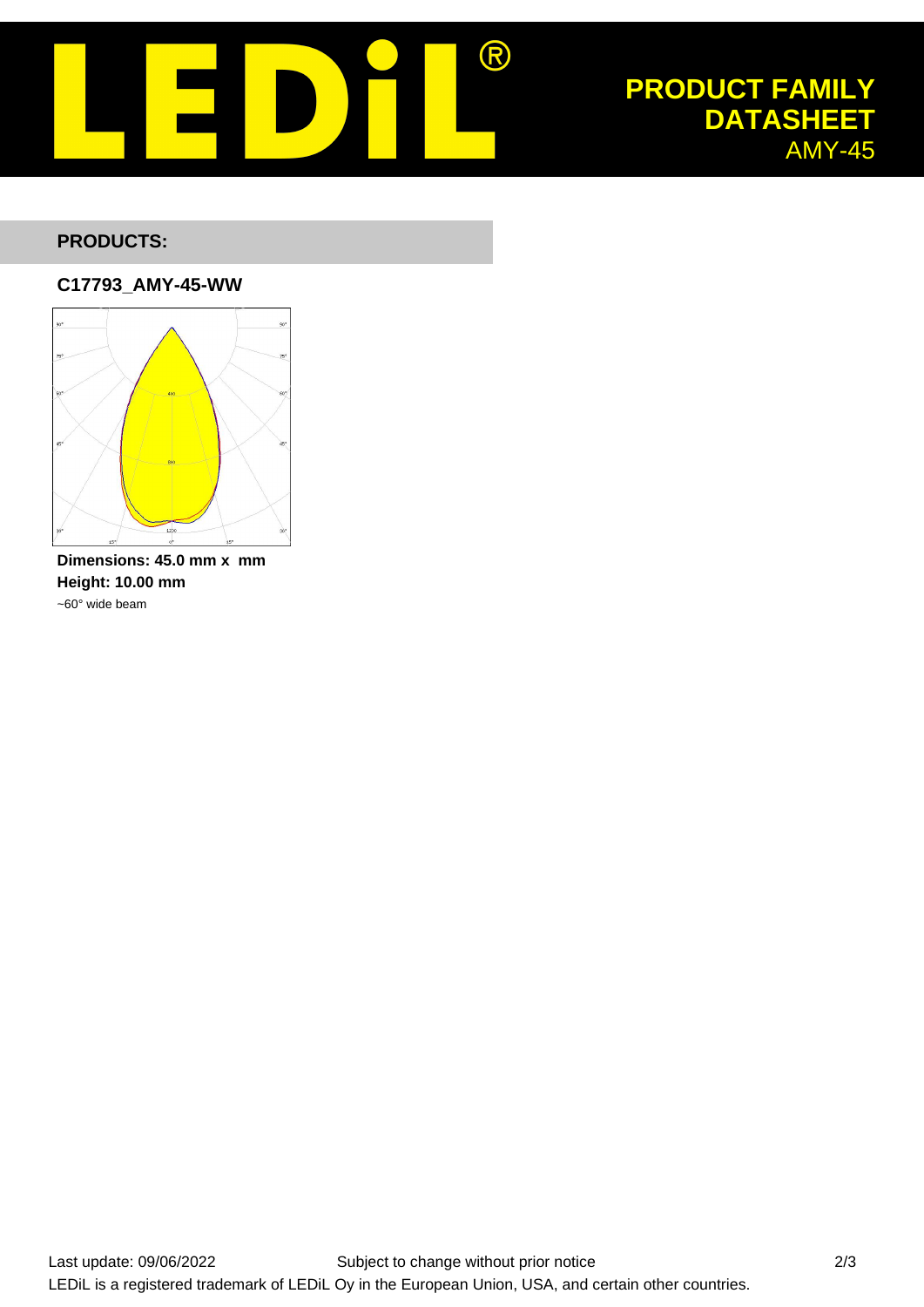## PRODUCTS:

### C17793_AMY-45-WW

**Dimensions: 45.0 mm x  mm**
**Height: 10.00 mm**
~60° wide beam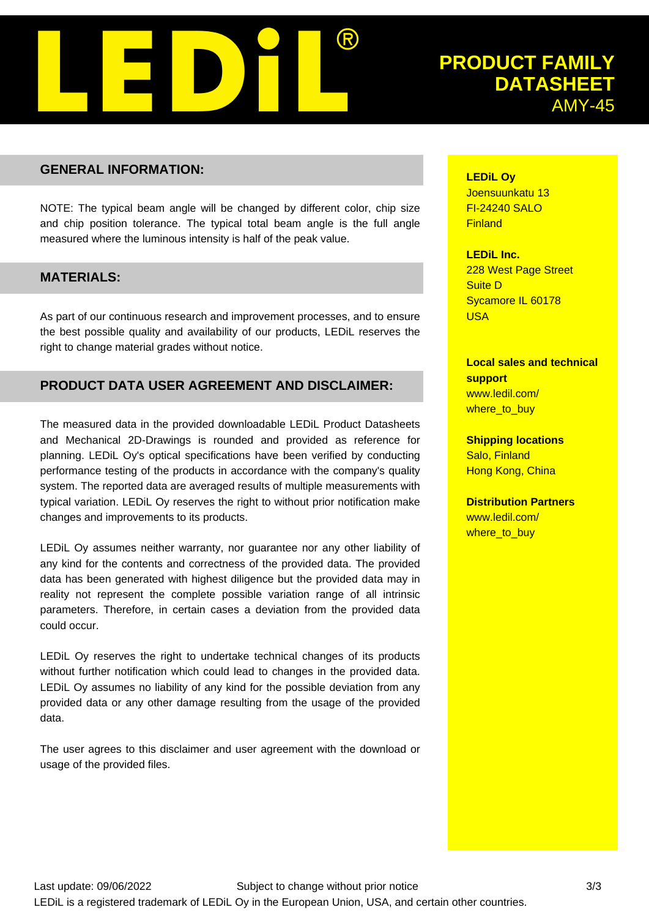# LEDiL®

**PRODUCT FAMILY DATASHEET**
AMY-45

## GENERAL INFORMATION:

NOTE: The typical beam angle will be changed by different color, chip size and chip position tolerance. The typical total beam angle is the full angle measured where the luminous intensity is half of the peak value.

## MATERIALS:

As part of our continuous research and improvement processes, and to ensure the best possible quality and availability of our products, LEDiL reserves the right to change material grades without notice.

## PRODUCT DATA USER AGREEMENT AND DISCLAIMER:

The measured data in the provided downloadable LEDiL Product Datasheets and Mechanical 2D-Drawings is rounded and provided as reference for planning. LEDiL Oy's optical specifications have been verified by conducting performance testing of the products in accordance with the company's quality system. The reported data are averaged results of multiple measurements with typical variation. LEDiL Oy reserves the right to without prior notification make changes and improvements to its products.

LEDiL Oy assumes neither warranty, nor guarantee nor any other liability of any kind for the contents and correctness of the provided data. The provided data has been generated with highest diligence but the provided data may in reality not represent the complete possible variation range of all intrinsic parameters. Therefore, in certain cases a deviation from the provided data could occur.

LEDiL Oy reserves the right to undertake technical changes of its products without further notification which could lead to changes in the provided data. LEDiL Oy assumes no liability of any kind for the possible deviation from any provided data or any other damage resulting from the usage of the provided data.

The user agrees to this disclaimer and user agreement with the download or usage of the provided files.

**LEDiL Oy**
Joensuunkatu 13
FI-24240 SALO
Finland

**LEDiL Inc.**
228 West Page Street
Suite D
Sycamore IL 60178
USA

**Local sales and technical support**
www.ledil.com/where_to_buy

**Shipping locations**
Salo, Finland
Hong Kong, China

**Distribution Partners**
www.ledil.com/where_to_buy

Last update: 09/06/2022 Subject to change without prior notice

LEDiL is a registered trademark of LEDiL Oy in the European Union, USA, and certain other countries.